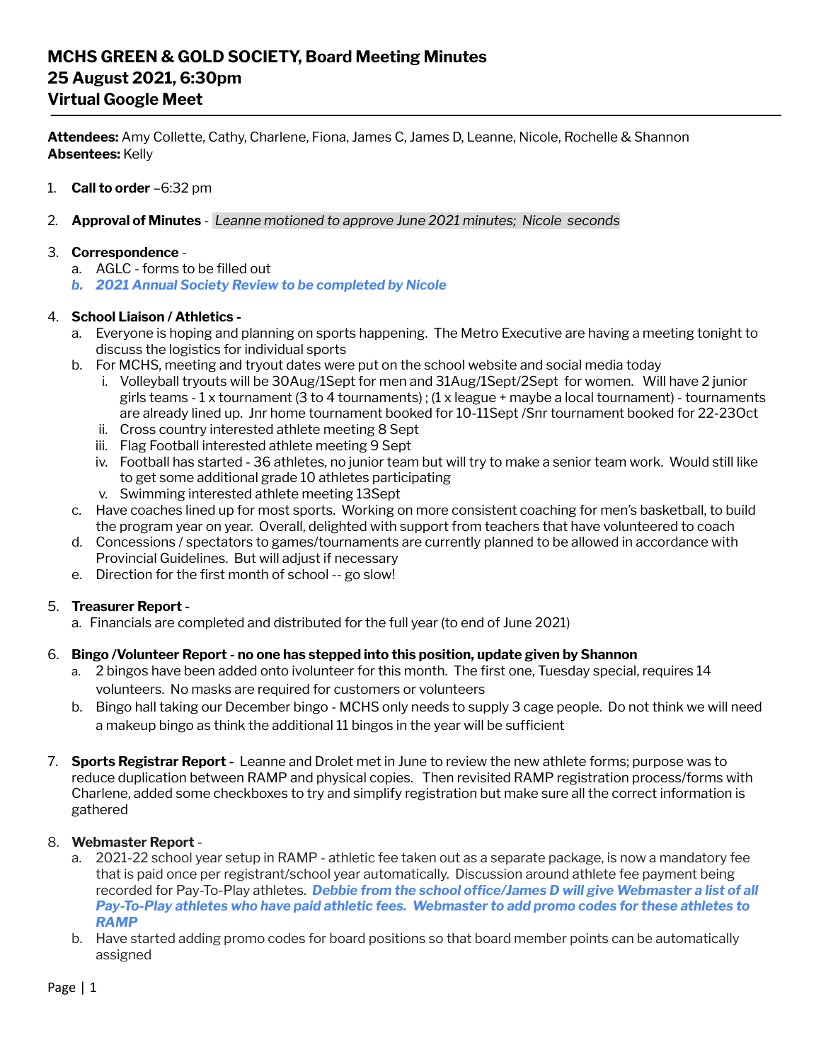# MCHS GREEN & GOLD SOCIETY, Board Meeting Minutes
# 25 August 2021, 6:30pm
# Virtual Google Meet

**Attendees:** Amy Collette, Cathy, Charlene, Fiona, James C, James D, Leanne, Nicole, Rochelle & Shannon
**Absentees:** Kelly

1. **Call to order** –6:32 pm

2. **Approval of Minutes** - *Leanne motioned to approve June 2021 minutes; Nicole seconds*

3. **Correspondence** -
   a. AGLC - forms to be filled out
   ***b. 2021 Annual Society Review to be completed by Nicole***

4. **School Liaison / Athletics -**
   a. Everyone is hoping and planning on sports happening. The Metro Executive are having a meeting tonight to discuss the logistics for individual sports
   b. For MCHS, meeting and tryout dates were put on the school website and social media today
      i. Volleyball tryouts will be 30Aug/1Sept for men and 31Aug/1Sept/2Sept for women. Will have 2 junior girls teams - 1 x tournament (3 to 4 tournaments) ; (1 x league + maybe a local tournament) - tournaments are already lined up. Jnr home tournament booked for 10-11Sept /Snr tournament booked for 22-23Oct
      ii. Cross country interested athlete meeting 8 Sept
      iii. Flag Football interested athlete meeting 9 Sept
      iv. Football has started - 36 athletes, no junior team but will try to make a senior team work. Would still like to get some additional grade 10 athletes participating
      v. Swimming interested athlete meeting 13Sept
   c. Have coaches lined up for most sports. Working on more consistent coaching for men's basketball, to build the program year on year. Overall, delighted with support from teachers that have volunteered to coach
   d. Concessions / spectators to games/tournaments are currently planned to be allowed in accordance with Provincial Guidelines. But will adjust if necessary
   e. Direction for the first month of school -- go slow!

5. **Treasurer Report -**
   a. Financials are completed and distributed for the full year (to end of June 2021)

6. **Bingo /Volunteer Report - no one has stepped into this position, update given by Shannon**
   a. 2 bingos have been added onto ivolunteer for this month. The first one, Tuesday special, requires 14 volunteers. No masks are required for customers or volunteers
   b. Bingo hall taking our December bingo - MCHS only needs to supply 3 cage people. Do not think we will need a makeup bingo as think the additional 11 bingos in the year will be sufficient

7. **Sports Registrar Report -** Leanne and Drolet met in June to review the new athlete forms; purpose was to reduce duplication between RAMP and physical copies. Then revisited RAMP registration process/forms with Charlene, added some checkboxes to try and simplify registration but make sure all the correct information is gathered

8. **Webmaster Report** -
   a. 2021-22 school year setup in RAMP - athletic fee taken out as a separate package, is now a mandatory fee that is paid once per registrant/school year automatically. Discussion around athlete fee payment being recorded for Pay-To-Play athletes. ***Debbie from the school office/James D will give Webmaster a list of all Pay-To-Play athletes who have paid athletic fees. Webmaster to add promo codes for these athletes to RAMP***
   b. Have started adding promo codes for board positions so that board member points can be automatically assigned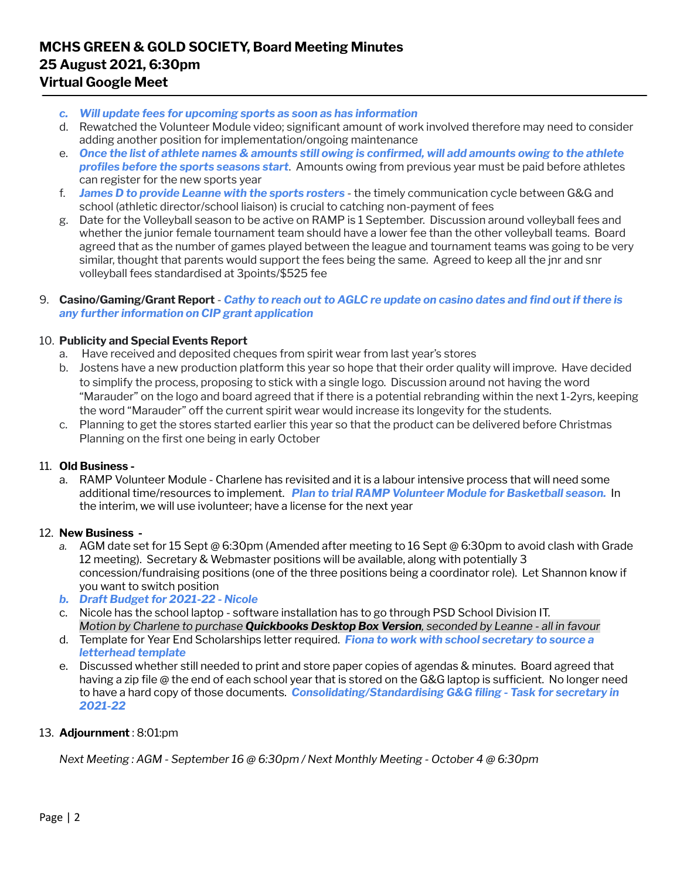# MCHS GREEN & GOLD SOCIETY, Board Meeting Minutes
# 25 August 2021, 6:30pm
# Virtual Google Meet

c. ***Will update fees for upcoming sports as soon as has information***
d. Rewatched the Volunteer Module video; significant amount of work involved therefore may need to consider adding another position for implementation/ongoing maintenance
e. ***Once the list of athlete names & amounts still owing is confirmed, will add amounts owing to the athlete profiles before the sports seasons start***. Amounts owing from previous year must be paid before athletes can register for the new sports year
f. ***James D to provide Leanne with the sports rosters*** - the timely communication cycle between G&G and school (athletic director/school liaison) is crucial to catching non-payment of fees
g. Date for the Volleyball season to be active on RAMP is 1 September. Discussion around volleyball fees and whether the junior female tournament team should have a lower fee than the other volleyball teams. Board agreed that as the number of games played between the league and tournament teams was going to be very similar, thought that parents would support the fees being the same. Agreed to keep all the jnr and snr volleyball fees standardised at 3points/$525 fee

9. **Casino/Gaming/Grant Report** - ***Cathy to reach out to AGLC re update on casino dates and find out if there is any further information on CIP grant application***

10. **Publicity and Special Events Report**
    a. Have received and deposited cheques from spirit wear from last year's stores
    b. Jostens have a new production platform this year so hope that their order quality will improve. Have decided to simplify the process, proposing to stick with a single logo. Discussion around not having the word "Marauder" on the logo and board agreed that if there is a potential rebranding within the next 1-2yrs, keeping the word "Marauder" off the current spirit wear would increase its longevity for the students.
    c. Planning to get the stores started earlier this year so that the product can be delivered before Christmas Planning on the first one being in early October

11. **Old Business -**
    a. RAMP Volunteer Module - Charlene has revisited and it is a labour intensive process that will need some additional time/resources to implement. ***Plan to trial RAMP Volunteer Module for Basketball season.*** In the interim, we will use ivolunteer; have a license for the next year

12. **New Business -**
    a. AGM date set for 15 Sept @ 6:30pm (Amended after meeting to 16 Sept @ 6:30pm to avoid clash with Grade 12 meeting). Secretary & Webmaster positions will be available, along with potentially 3 concession/fundraising positions (one of the three positions being a coordinator role). Let Shannon know if you want to switch position
    b. ***Draft Budget for 2021-22 - Nicole***
    c. Nicole has the school laptop - software installation has to go through PSD School Division IT.
    *Motion by Charlene to purchase **Quickbooks Desktop Box Version**, seconded by Leanne - all in favour*
    d. Template for Year End Scholarships letter required. ***Fiona to work with school secretary to source a letterhead template***
    e. Discussed whether still needed to print and store paper copies of agendas & minutes. Board agreed that having a zip file @ the end of each school year that is stored on the G&G laptop is sufficient. No longer need to have a hard copy of those documents. ***Consolidating/Standardising G&G filing - Task for secretary in 2021-22***

13. **Adjournment** : 8:01:pm

*Next Meeting : AGM - September 16 @ 6:30pm / Next Monthly Meeting - October 4 @ 6:30pm*